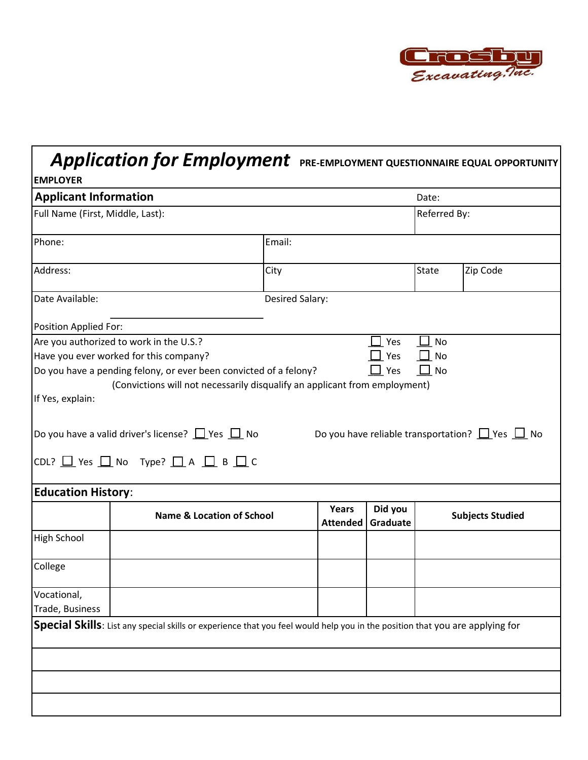Crosby Excavating, Inc.

# *Application for Employment* PRE-EMPLOYMENT QUESTIONNAIRE EQUAL OPPORTUNITY EMPLOYER

## Applicant Information

Date:

| Full Name (First, Middle, Last): | | Referred By: | |
|---|---|---|---|
| Phone: | Email: | | |
| Address: | City | State | Zip Code |
| Date Available: | Desired Salary: | | |

Position Applied For:

Are you authorized to work in the U.S.? ☐ Yes ☐ No

Have you ever worked for this company? ☐ Yes ☐ No

Do you have a pending felony, or ever been convicted of a felony? ☐ Yes ☐ No

(Convictions will not necessarily disqualify an applicant from employment)

If Yes, explain:

Do you have a valid driver's license? ☐ Yes ☐ No     Do you have reliable transportation? ☐ Yes ☐ No

CDL? ☐ Yes ☐ No   Type? ☐ A ☐ B ☐ C

## Education History:

| | Name & Location of School | Years Attended | Did you Graduate | Subjects Studied |
|---|---|---|---|---|
| High School | | | | |
| College | | | | |
| Vocational, Trade, Business | | | | |

**Special Skills**: List any special skills or experience that you feel would help you in the position that you are applying for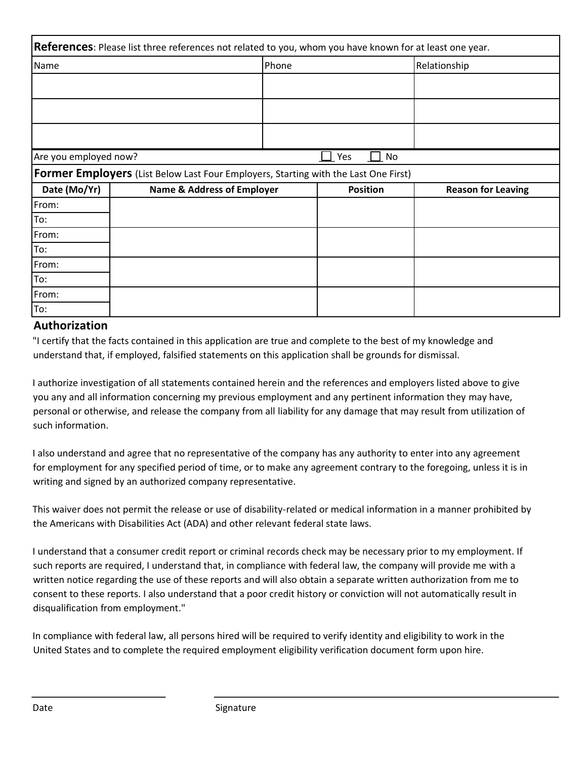| **References**: Please list three references not related to you, whom you have known for at least one year. | | |
|---|---|---|
| Name | Phone | Relationship |
| | | |
| | | |
| | | |

Are you employed now? ☐ Yes ☐ No

**Former Employers** (List Below Last Four Employers, Starting with the Last One First)

| Date (Mo/Yr) | Name & Address of Employer | Position | Reason for Leaving |
|---|---|---|---|
| From: | | | |
| To: | | | |
| From: | | | |
| To: | | | |
| From: | | | |
| To: | | | |
| From: | | | |
| To: | | | |

## Authorization

"I certify that the facts contained in this application are true and complete to the best of my knowledge and understand that, if employed, falsified statements on this application shall be grounds for dismissal.

I authorize investigation of all statements contained herein and the references and employers listed above to give you any and all information concerning my previous employment and any pertinent information they may have, personal or otherwise, and release the company from all liability for any damage that may result from utilization of such information.

I also understand and agree that no representative of the company has any authority to enter into any agreement for employment for any specified period of time, or to make any agreement contrary to the foregoing, unless it is in writing and signed by an authorized company representative.

This waiver does not permit the release or use of disability-related or medical information in a manner prohibited by the Americans with Disabilities Act (ADA) and other relevant federal state laws.

I understand that a consumer credit report or criminal records check may be necessary prior to my employment. If such reports are required, I understand that, in compliance with federal law, the company will provide me with a written notice regarding the use of these reports and will also obtain a separate written authorization from me to consent to these reports. I also understand that a poor credit history or conviction will not automatically result in disqualification from employment."

In compliance with federal law, all persons hired will be required to verify identity and eligibility to work in the United States and to complete the required employment eligibility verification document form upon hire.

\_\_\_\_\_\_\_\_\_\_\_\_\_\_\_\_\_\_\_\_ \_\_\_\_\_\_\_\_\_\_\_\_\_\_\_\_\_\_\_\_\_\_\_\_\_\_\_\_\_\_\_\_\_\_\_\_\_\_

Date Signature